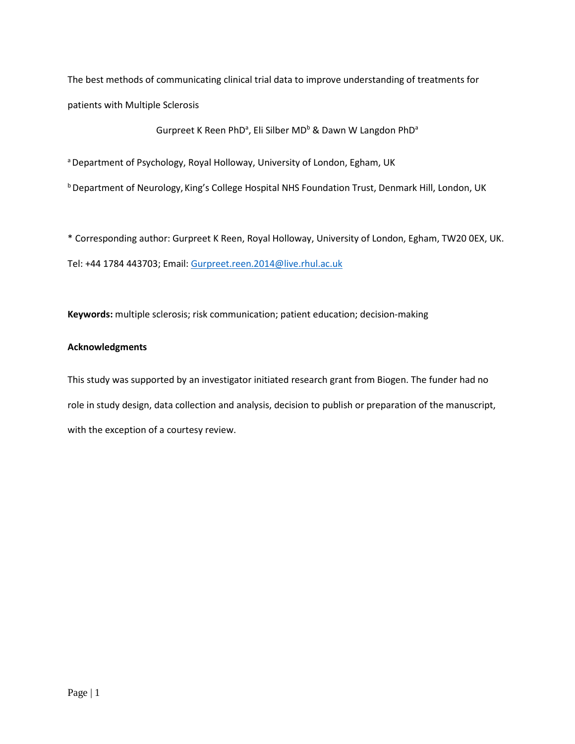# The best methods of communicating clinical trial data to improve understanding of treatments for patients with Multiple Sclerosis

Gurpreet K Reen PhD[a], Eli Silber MD[b] & Dawn W Langdon PhD[a]

[a] Department of Psychology, Royal Holloway, University of London, Egham, UK

[b] Department of Neurology, King's College Hospital NHS Foundation Trust, Denmark Hill, London, UK

* Corresponding author: Gurpreet K Reen, Royal Holloway, University of London, Egham, TW20 0EX, UK. Tel: +44 1784 443703; Email: Gurpreet.reen.2014@live.rhul.ac.uk

**Keywords:** multiple sclerosis; risk communication; patient education; decision-making

## Acknowledgments

This study was supported by an investigator initiated research grant from Biogen. The funder had no role in study design, data collection and analysis, decision to publish or preparation of the manuscript, with the exception of a courtesy review.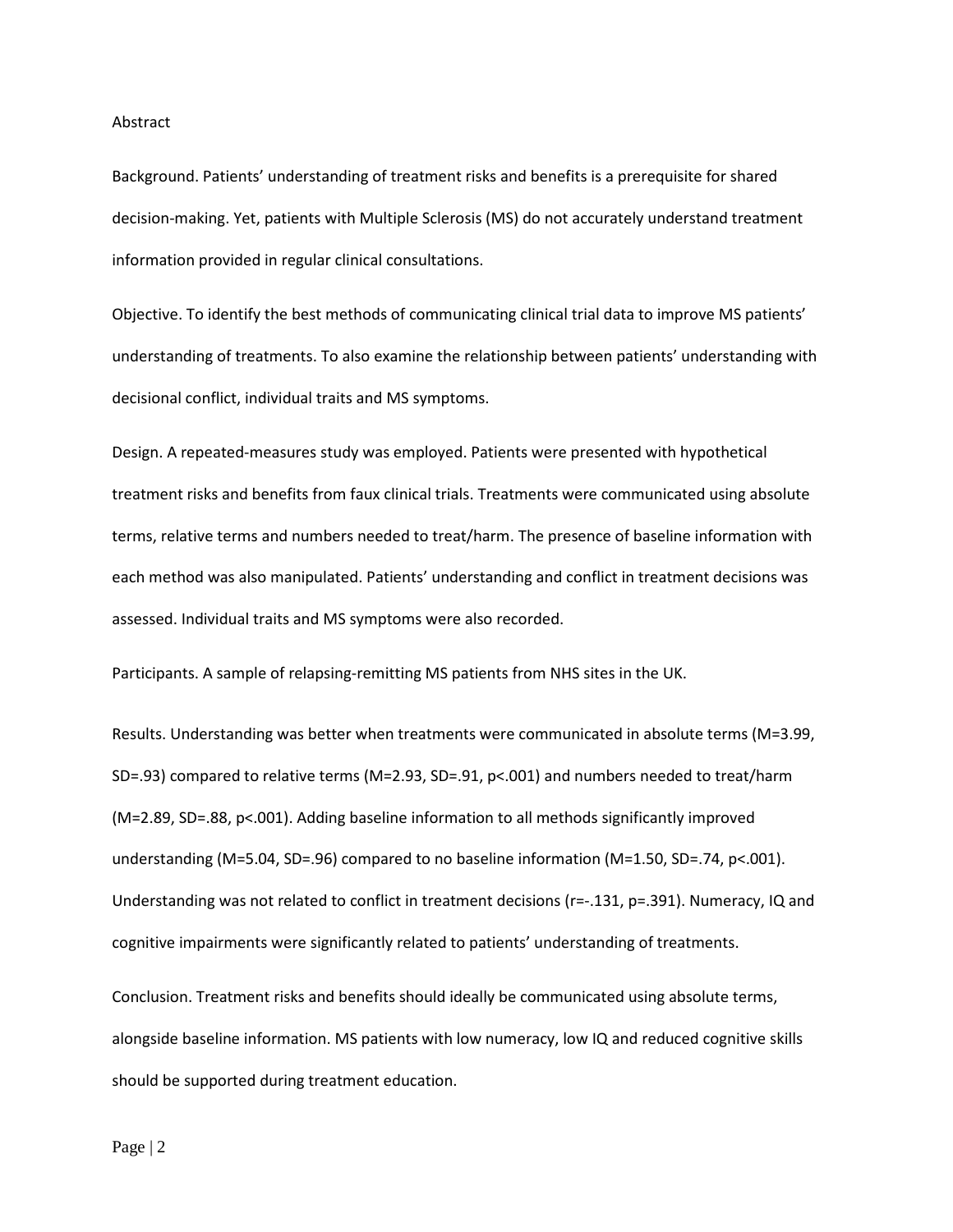## Abstract

Background. Patients' understanding of treatment risks and benefits is a prerequisite for shared decision-making. Yet, patients with Multiple Sclerosis (MS) do not accurately understand treatment information provided in regular clinical consultations.

Objective. To identify the best methods of communicating clinical trial data to improve MS patients' understanding of treatments. To also examine the relationship between patients' understanding with decisional conflict, individual traits and MS symptoms.

Design. A repeated-measures study was employed. Patients were presented with hypothetical treatment risks and benefits from faux clinical trials. Treatments were communicated using absolute terms, relative terms and numbers needed to treat/harm. The presence of baseline information with each method was also manipulated. Patients' understanding and conflict in treatment decisions was assessed. Individual traits and MS symptoms were also recorded.

Participants. A sample of relapsing-remitting MS patients from NHS sites in the UK.

Results. Understanding was better when treatments were communicated in absolute terms ($M=3.99$, $SD=.93$) compared to relative terms ($M=2.93$, $SD=.91$, $p<.001$) and numbers needed to treat/harm ($M=2.89$, $SD=.88$, $p<.001$). Adding baseline information to all methods significantly improved understanding ($M=5.04$, $SD=.96$) compared to no baseline information ($M=1.50$, $SD=.74$, $p<.001$). Understanding was not related to conflict in treatment decisions ($r=-.131$, $p=.391$). Numeracy, IQ and cognitive impairments were significantly related to patients' understanding of treatments.

Conclusion. Treatment risks and benefits should ideally be communicated using absolute terms, alongside baseline information. MS patients with low numeracy, low IQ and reduced cognitive skills should be supported during treatment education.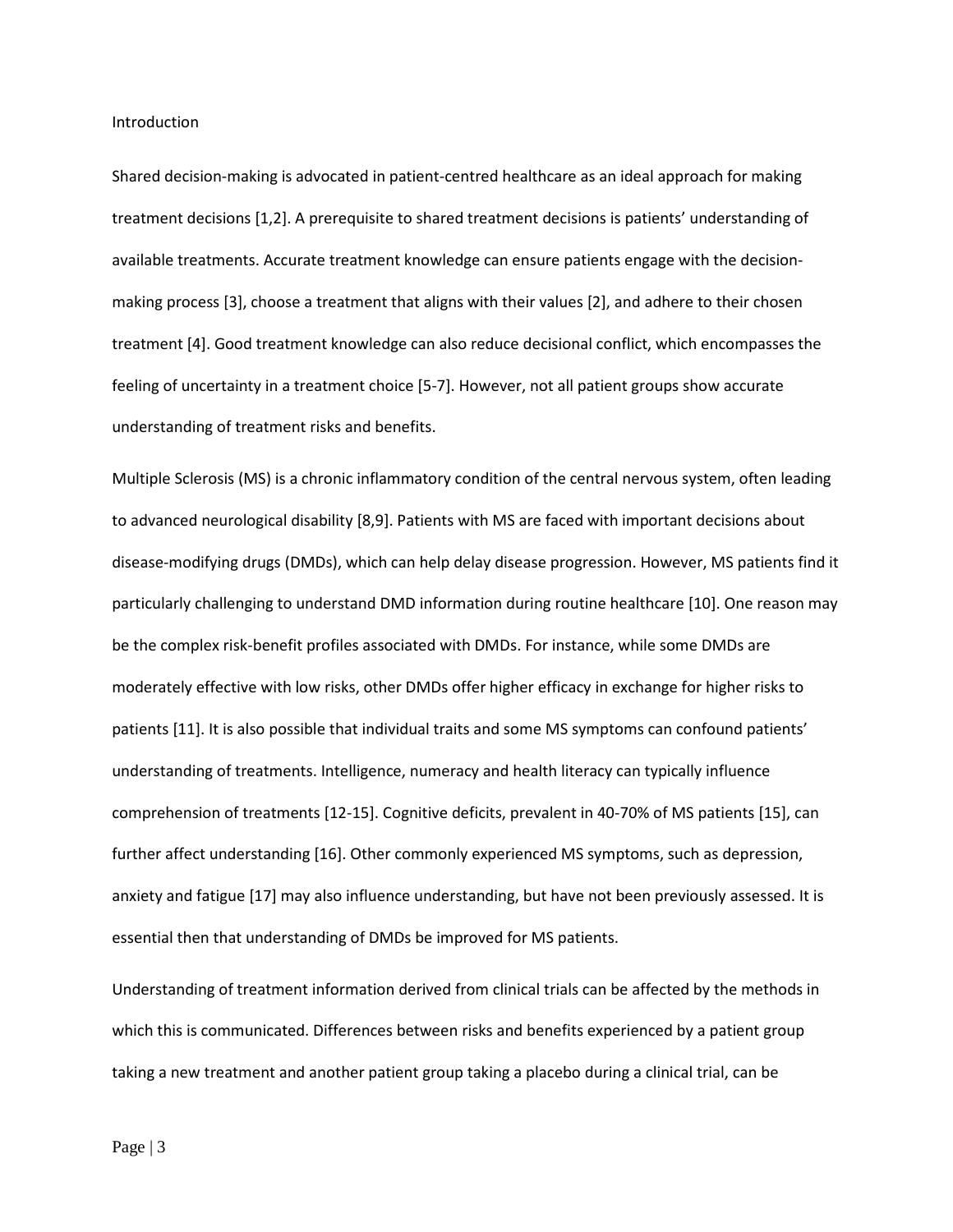## Introduction

Shared decision-making is advocated in patient-centred healthcare as an ideal approach for making treatment decisions [1,2]. A prerequisite to shared treatment decisions is patients' understanding of available treatments. Accurate treatment knowledge can ensure patients engage with the decision-making process [3], choose a treatment that aligns with their values [2], and adhere to their chosen treatment [4]. Good treatment knowledge can also reduce decisional conflict, which encompasses the feeling of uncertainty in a treatment choice [5-7]. However, not all patient groups show accurate understanding of treatment risks and benefits.

Multiple Sclerosis (MS) is a chronic inflammatory condition of the central nervous system, often leading to advanced neurological disability [8,9]. Patients with MS are faced with important decisions about disease-modifying drugs (DMDs), which can help delay disease progression. However, MS patients find it particularly challenging to understand DMD information during routine healthcare [10]. One reason may be the complex risk-benefit profiles associated with DMDs. For instance, while some DMDs are moderately effective with low risks, other DMDs offer higher efficacy in exchange for higher risks to patients [11]. It is also possible that individual traits and some MS symptoms can confound patients' understanding of treatments. Intelligence, numeracy and health literacy can typically influence comprehension of treatments [12-15]. Cognitive deficits, prevalent in 40-70% of MS patients [15], can further affect understanding [16]. Other commonly experienced MS symptoms, such as depression, anxiety and fatigue [17] may also influence understanding, but have not been previously assessed. It is essential then that understanding of DMDs be improved for MS patients.

Understanding of treatment information derived from clinical trials can be affected by the methods in which this is communicated. Differences between risks and benefits experienced by a patient group taking a new treatment and another patient group taking a placebo during a clinical trial, can be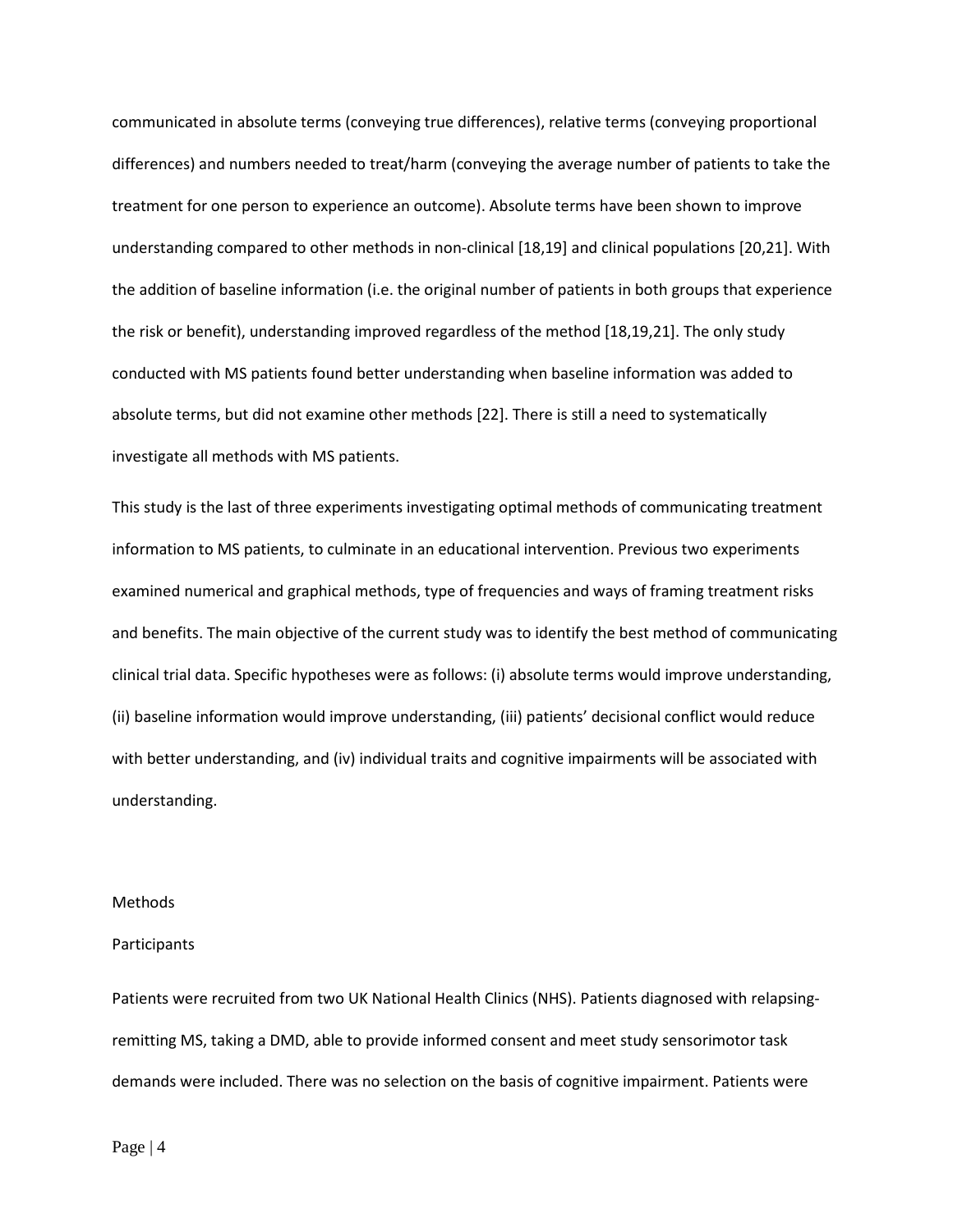communicated in absolute terms (conveying true differences), relative terms (conveying proportional differences) and numbers needed to treat/harm (conveying the average number of patients to take the treatment for one person to experience an outcome). Absolute terms have been shown to improve understanding compared to other methods in non-clinical [18,19] and clinical populations [20,21]. With the addition of baseline information (i.e. the original number of patients in both groups that experience the risk or benefit), understanding improved regardless of the method [18,19,21]. The only study conducted with MS patients found better understanding when baseline information was added to absolute terms, but did not examine other methods [22]. There is still a need to systematically investigate all methods with MS patients.

This study is the last of three experiments investigating optimal methods of communicating treatment information to MS patients, to culminate in an educational intervention. Previous two experiments examined numerical and graphical methods, type of frequencies and ways of framing treatment risks and benefits. The main objective of the current study was to identify the best method of communicating clinical trial data. Specific hypotheses were as follows: (i) absolute terms would improve understanding, (ii) baseline information would improve understanding, (iii) patients' decisional conflict would reduce with better understanding, and (iv) individual traits and cognitive impairments will be associated with understanding.

## Methods

### Participants

Patients were recruited from two UK National Health Clinics (NHS). Patients diagnosed with relapsing-remitting MS, taking a DMD, able to provide informed consent and meet study sensorimotor task demands were included. There was no selection on the basis of cognitive impairment. Patients were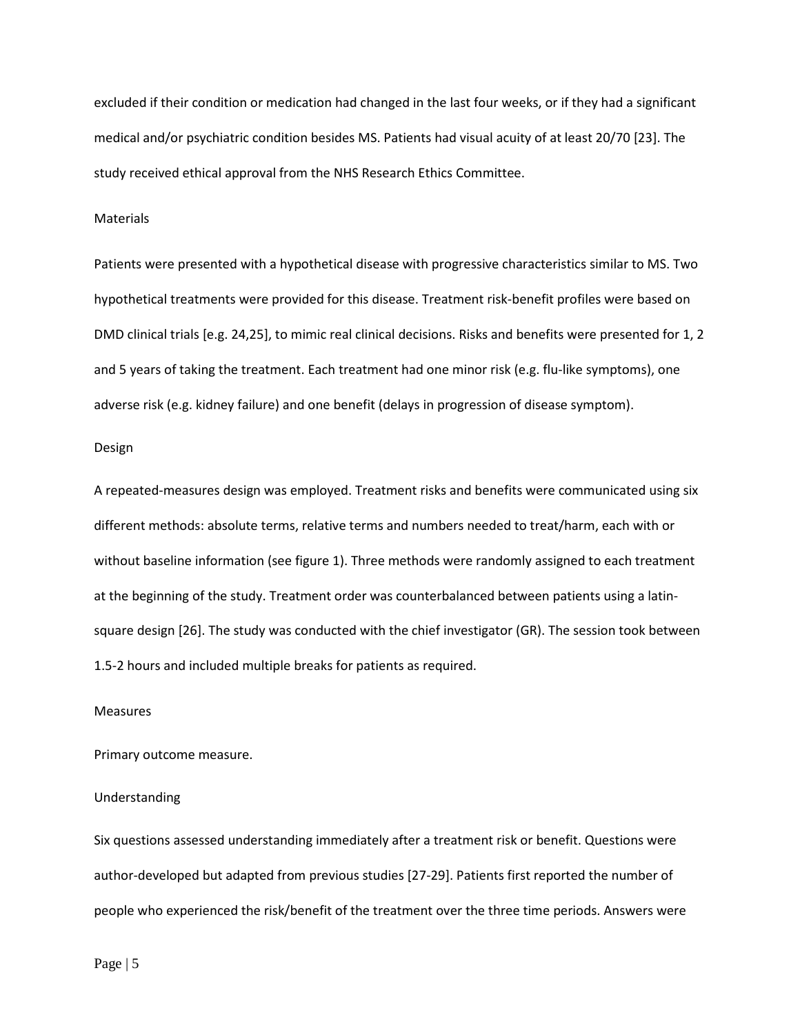excluded if their condition or medication had changed in the last four weeks, or if they had a significant medical and/or psychiatric condition besides MS. Patients had visual acuity of at least 20/70 [23]. The study received ethical approval from the NHS Research Ethics Committee.

## Materials

Patients were presented with a hypothetical disease with progressive characteristics similar to MS. Two hypothetical treatments were provided for this disease. Treatment risk-benefit profiles were based on DMD clinical trials [e.g. 24,25], to mimic real clinical decisions. Risks and benefits were presented for 1, 2 and 5 years of taking the treatment. Each treatment had one minor risk (e.g. flu-like symptoms), one adverse risk (e.g. kidney failure) and one benefit (delays in progression of disease symptom).

## Design

A repeated-measures design was employed. Treatment risks and benefits were communicated using six different methods: absolute terms, relative terms and numbers needed to treat/harm, each with or without baseline information (see figure 1). Three methods were randomly assigned to each treatment at the beginning of the study. Treatment order was counterbalanced between patients using a latin-square design [26]. The study was conducted with the chief investigator (GR). The session took between 1.5-2 hours and included multiple breaks for patients as required.

## Measures

### Primary outcome measure.

#### Understanding

Six questions assessed understanding immediately after a treatment risk or benefit. Questions were author-developed but adapted from previous studies [27-29]. Patients first reported the number of people who experienced the risk/benefit of the treatment over the three time periods. Answers were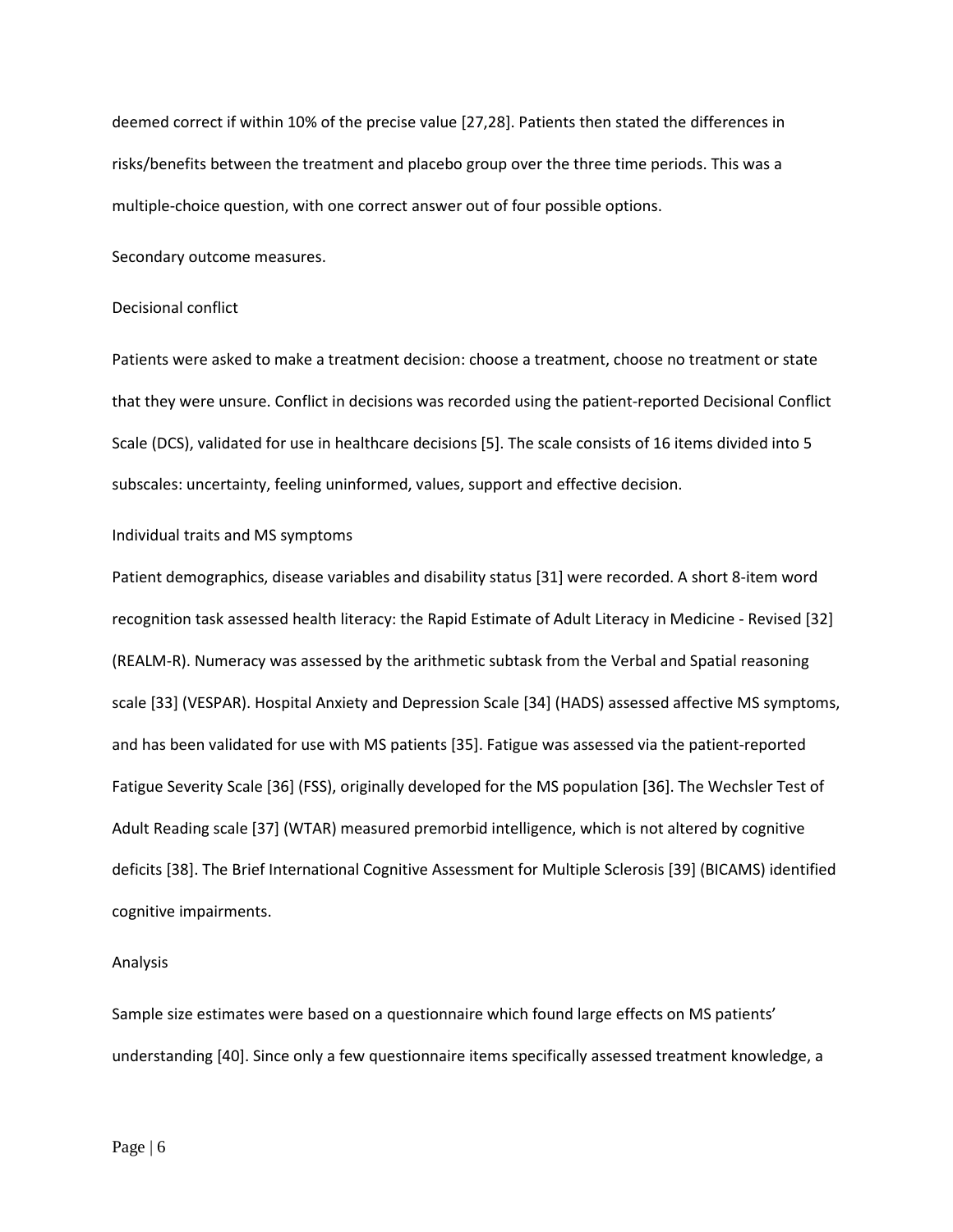deemed correct if within 10% of the precise value [27,28]. Patients then stated the differences in risks/benefits between the treatment and placebo group over the three time periods. This was a multiple-choice question, with one correct answer out of four possible options.

### Secondary outcome measures.

#### Decisional conflict

Patients were asked to make a treatment decision: choose a treatment, choose no treatment or state that they were unsure. Conflict in decisions was recorded using the patient-reported Decisional Conflict Scale (DCS), validated for use in healthcare decisions [5]. The scale consists of 16 items divided into 5 subscales: uncertainty, feeling uninformed, values, support and effective decision.

#### Individual traits and MS symptoms

Patient demographics, disease variables and disability status [31] were recorded. A short 8-item word recognition task assessed health literacy: the Rapid Estimate of Adult Literacy in Medicine - Revised [32] (REALM-R). Numeracy was assessed by the arithmetic subtask from the Verbal and Spatial reasoning scale [33] (VESPAR). Hospital Anxiety and Depression Scale [34] (HADS) assessed affective MS symptoms, and has been validated for use with MS patients [35]. Fatigue was assessed via the patient-reported Fatigue Severity Scale [36] (FSS), originally developed for the MS population [36]. The Wechsler Test of Adult Reading scale [37] (WTAR) measured premorbid intelligence, which is not altered by cognitive deficits [38]. The Brief International Cognitive Assessment for Multiple Sclerosis [39] (BICAMS) identified cognitive impairments.

### Analysis

Sample size estimates were based on a questionnaire which found large effects on MS patients' understanding [40]. Since only a few questionnaire items specifically assessed treatment knowledge, a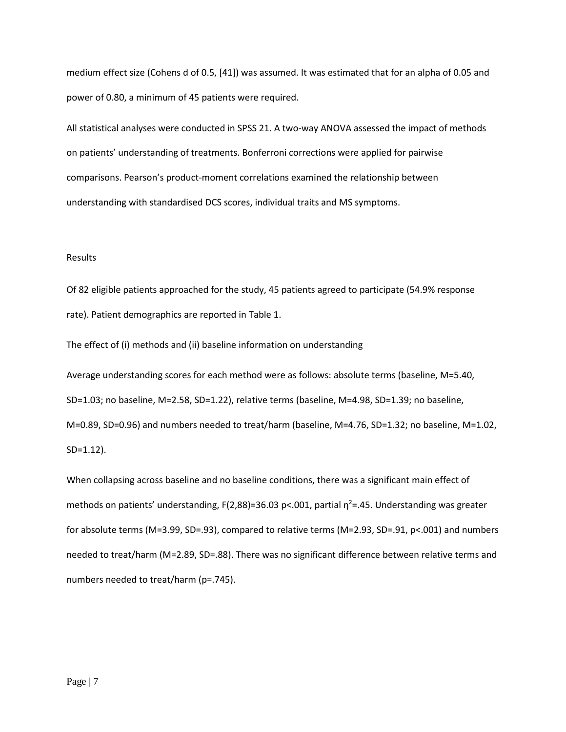medium effect size (Cohens d of 0.5, [41]) was assumed. It was estimated that for an alpha of 0.05 and power of 0.80, a minimum of 45 patients were required.

All statistical analyses were conducted in SPSS 21. A two-way ANOVA assessed the impact of methods on patients' understanding of treatments. Bonferroni corrections were applied for pairwise comparisons. Pearson's product-moment correlations examined the relationship between understanding with standardised DCS scores, individual traits and MS symptoms.

## Results

Of 82 eligible patients approached for the study, 45 patients agreed to participate (54.9% response rate). Patient demographics are reported in Table 1.

### The effect of (i) methods and (ii) baseline information on understanding

Average understanding scores for each method were as follows: absolute terms (baseline, $M=5.40$, $SD=1.03$; no baseline, $M=2.58$, $SD=1.22$), relative terms (baseline, $M=4.98$, $SD=1.39$; no baseline, $M=0.89$, $SD=0.96$) and numbers needed to treat/harm (baseline, $M=4.76$, $SD=1.32$; no baseline, $M=1.02$, $SD=1.12$).

When collapsing across baseline and no baseline conditions, there was a significant main effect of methods on patients' understanding, $F(2,88)=36.03$ $p<.001$, partial $\eta^2=.45$. Understanding was greater for absolute terms ($M=3.99$, $SD=.93$), compared to relative terms ($M=2.93$, $SD=.91$, $p<.001$) and numbers needed to treat/harm ($M=2.89$, $SD=.88$). There was no significant difference between relative terms and numbers needed to treat/harm ($p=.745$).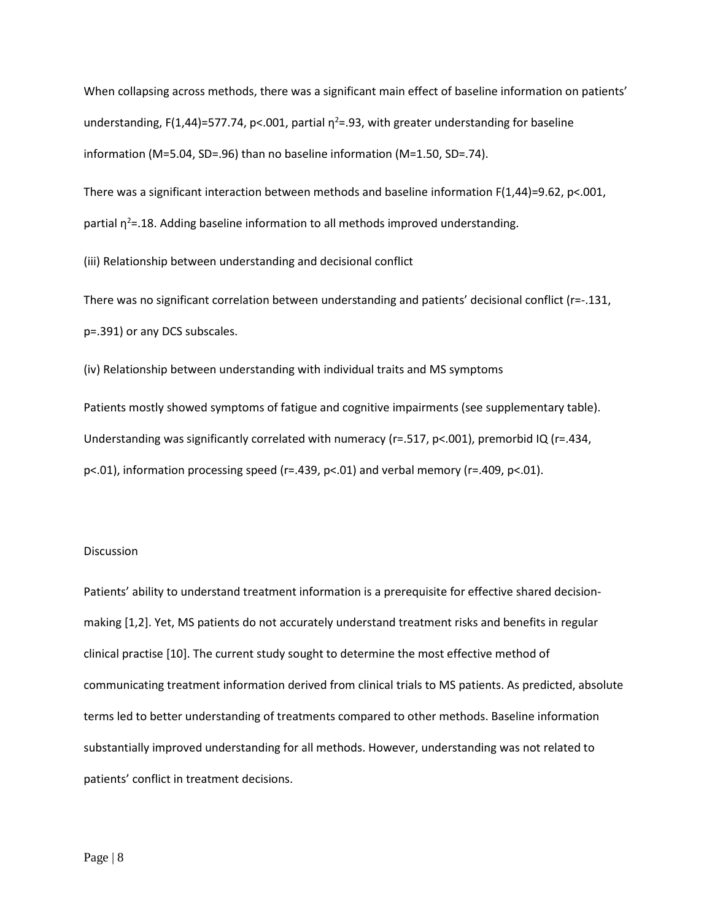When collapsing across methods, there was a significant main effect of baseline information on patients' understanding, $F(1,44)=577.74$, $p<.001$, partial $\eta^2=.93$, with greater understanding for baseline information ($M=5.04$, $SD=.96$) than no baseline information ($M=1.50$, $SD=.74$).

There was a significant interaction between methods and baseline information $F(1,44)=9.62$, $p<.001$, partial $\eta^2=.18$. Adding baseline information to all methods improved understanding.

(iii) Relationship between understanding and decisional conflict

There was no significant correlation between understanding and patients' decisional conflict ($r=-.131$, $p=.391$) or any DCS subscales.

(iv) Relationship between understanding with individual traits and MS symptoms

Patients mostly showed symptoms of fatigue and cognitive impairments (see supplementary table). Understanding was significantly correlated with numeracy ($r=.517$, $p<.001$), premorbid IQ ($r=.434$, $p<.01$), information processing speed ($r=.439$, $p<.01$) and verbal memory ($r=.409$, $p<.01$).

## Discussion

Patients' ability to understand treatment information is a prerequisite for effective shared decision-making [1,2]. Yet, MS patients do not accurately understand treatment risks and benefits in regular clinical practise [10]. The current study sought to determine the most effective method of communicating treatment information derived from clinical trials to MS patients. As predicted, absolute terms led to better understanding of treatments compared to other methods. Baseline information substantially improved understanding for all methods. However, understanding was not related to patients' conflict in treatment decisions.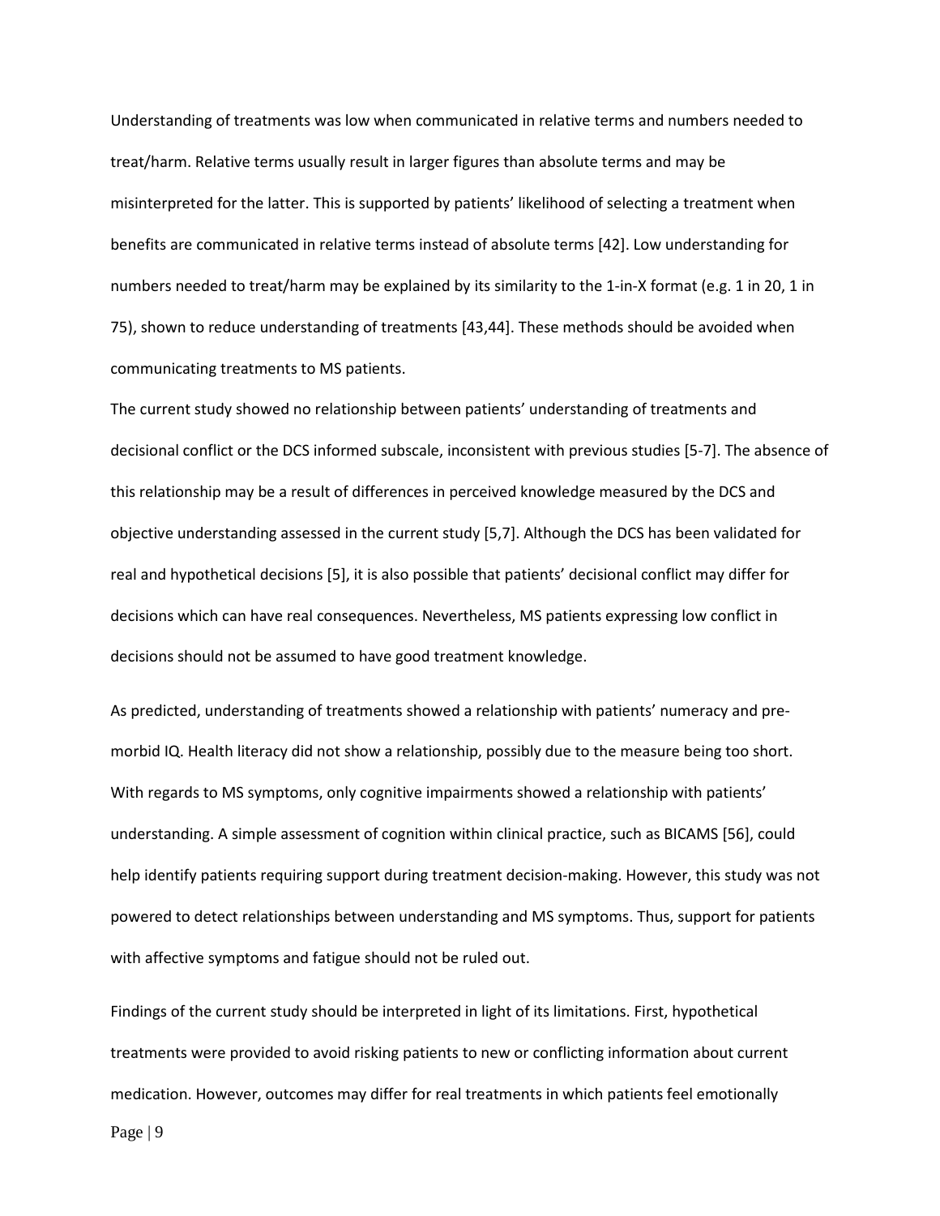Understanding of treatments was low when communicated in relative terms and numbers needed to treat/harm. Relative terms usually result in larger figures than absolute terms and may be misinterpreted for the latter. This is supported by patients' likelihood of selecting a treatment when benefits are communicated in relative terms instead of absolute terms [42]. Low understanding for numbers needed to treat/harm may be explained by its similarity to the 1-in-X format (e.g. 1 in 20, 1 in 75), shown to reduce understanding of treatments [43,44]. These methods should be avoided when communicating treatments to MS patients.

The current study showed no relationship between patients' understanding of treatments and decisional conflict or the DCS informed subscale, inconsistent with previous studies [5-7]. The absence of this relationship may be a result of differences in perceived knowledge measured by the DCS and objective understanding assessed in the current study [5,7]. Although the DCS has been validated for real and hypothetical decisions [5], it is also possible that patients' decisional conflict may differ for decisions which can have real consequences. Nevertheless, MS patients expressing low conflict in decisions should not be assumed to have good treatment knowledge.

As predicted, understanding of treatments showed a relationship with patients' numeracy and pre-morbid IQ. Health literacy did not show a relationship, possibly due to the measure being too short. With regards to MS symptoms, only cognitive impairments showed a relationship with patients' understanding. A simple assessment of cognition within clinical practice, such as BICAMS [56], could help identify patients requiring support during treatment decision-making. However, this study was not powered to detect relationships between understanding and MS symptoms. Thus, support for patients with affective symptoms and fatigue should not be ruled out.

Findings of the current study should be interpreted in light of its limitations. First, hypothetical treatments were provided to avoid risking patients to new or conflicting information about current medication. However, outcomes may differ for real treatments in which patients feel emotionally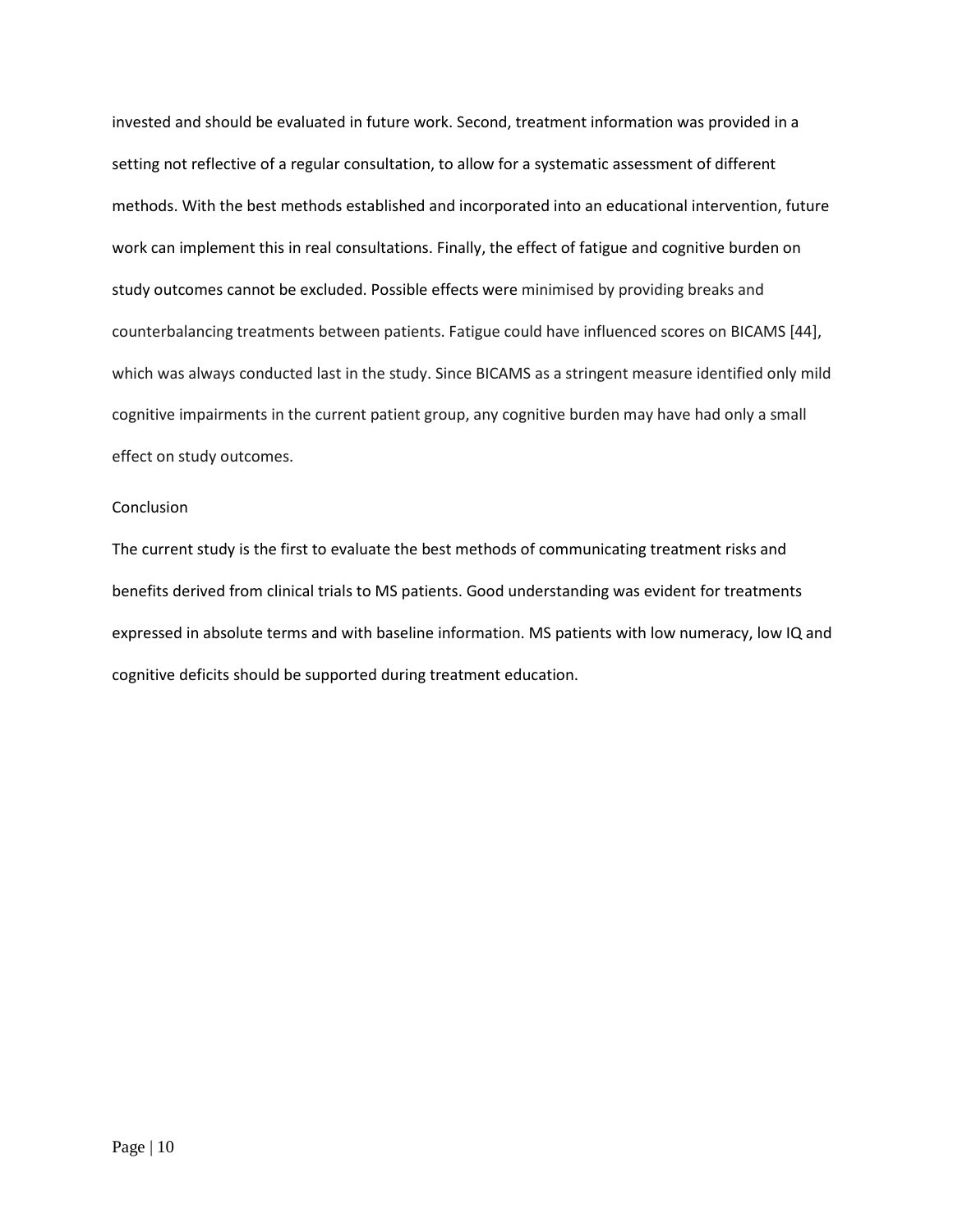invested and should be evaluated in future work. Second, treatment information was provided in a setting not reflective of a regular consultation, to allow for a systematic assessment of different methods. With the best methods established and incorporated into an educational intervention, future work can implement this in real consultations. Finally, the effect of fatigue and cognitive burden on study outcomes cannot be excluded. Possible effects were minimised by providing breaks and counterbalancing treatments between patients. Fatigue could have influenced scores on BICAMS [44], which was always conducted last in the study. Since BICAMS as a stringent measure identified only mild cognitive impairments in the current patient group, any cognitive burden may have had only a small effect on study outcomes.

## Conclusion

The current study is the first to evaluate the best methods of communicating treatment risks and benefits derived from clinical trials to MS patients. Good understanding was evident for treatments expressed in absolute terms and with baseline information. MS patients with low numeracy, low IQ and cognitive deficits should be supported during treatment education.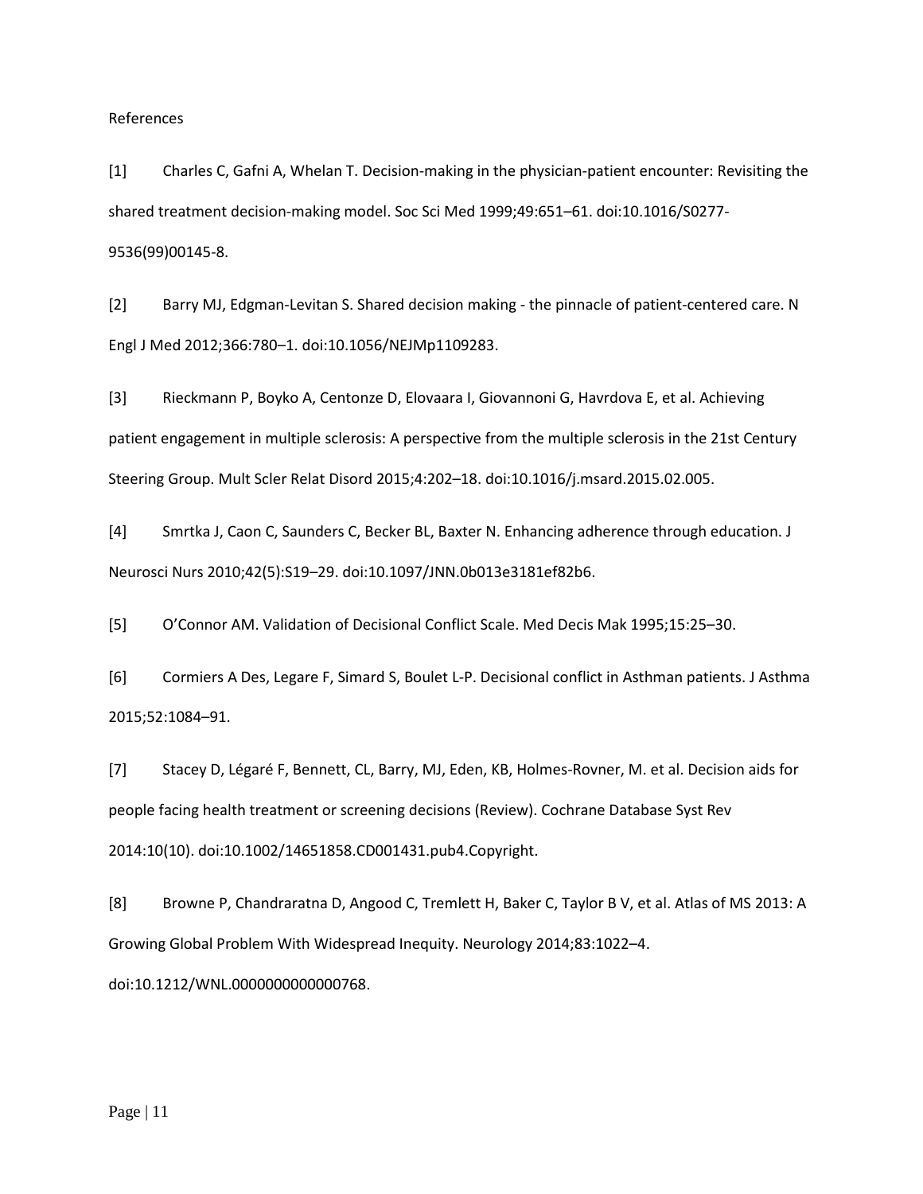References

[1] Charles C, Gafni A, Whelan T. Decision-making in the physician-patient encounter: Revisiting the shared treatment decision-making model. Soc Sci Med 1999;49:651–61. doi:10.1016/S0277-9536(99)00145-8.

[2] Barry MJ, Edgman-Levitan S. Shared decision making - the pinnacle of patient-centered care. N Engl J Med 2012;366:780–1. doi:10.1056/NEJMp1109283.

[3] Rieckmann P, Boyko A, Centonze D, Elovaara I, Giovannoni G, Havrdova E, et al. Achieving patient engagement in multiple sclerosis: A perspective from the multiple sclerosis in the 21st Century Steering Group. Mult Scler Relat Disord 2015;4:202–18. doi:10.1016/j.msard.2015.02.005.

[4] Smrtka J, Caon C, Saunders C, Becker BL, Baxter N. Enhancing adherence through education. J Neurosci Nurs 2010;42(5):S19–29. doi:10.1097/JNN.0b013e3181ef82b6.

[5] O'Connor AM. Validation of Decisional Conflict Scale. Med Decis Mak 1995;15:25–30.

[6] Cormiers A Des, Legare F, Simard S, Boulet L-P. Decisional conflict in Asthman patients. J Asthma 2015;52:1084–91.

[7] Stacey D, Légaré F, Bennett, CL, Barry, MJ, Eden, KB, Holmes-Rovner, M. et al. Decision aids for people facing health treatment or screening decisions (Review). Cochrane Database Syst Rev 2014:10(10). doi:10.1002/14651858.CD001431.pub4.Copyright.

[8] Browne P, Chandraratna D, Angood C, Tremlett H, Baker C, Taylor B V, et al. Atlas of MS 2013: A Growing Global Problem With Widespread Inequity. Neurology 2014;83:1022–4. doi:10.1212/WNL.0000000000000768.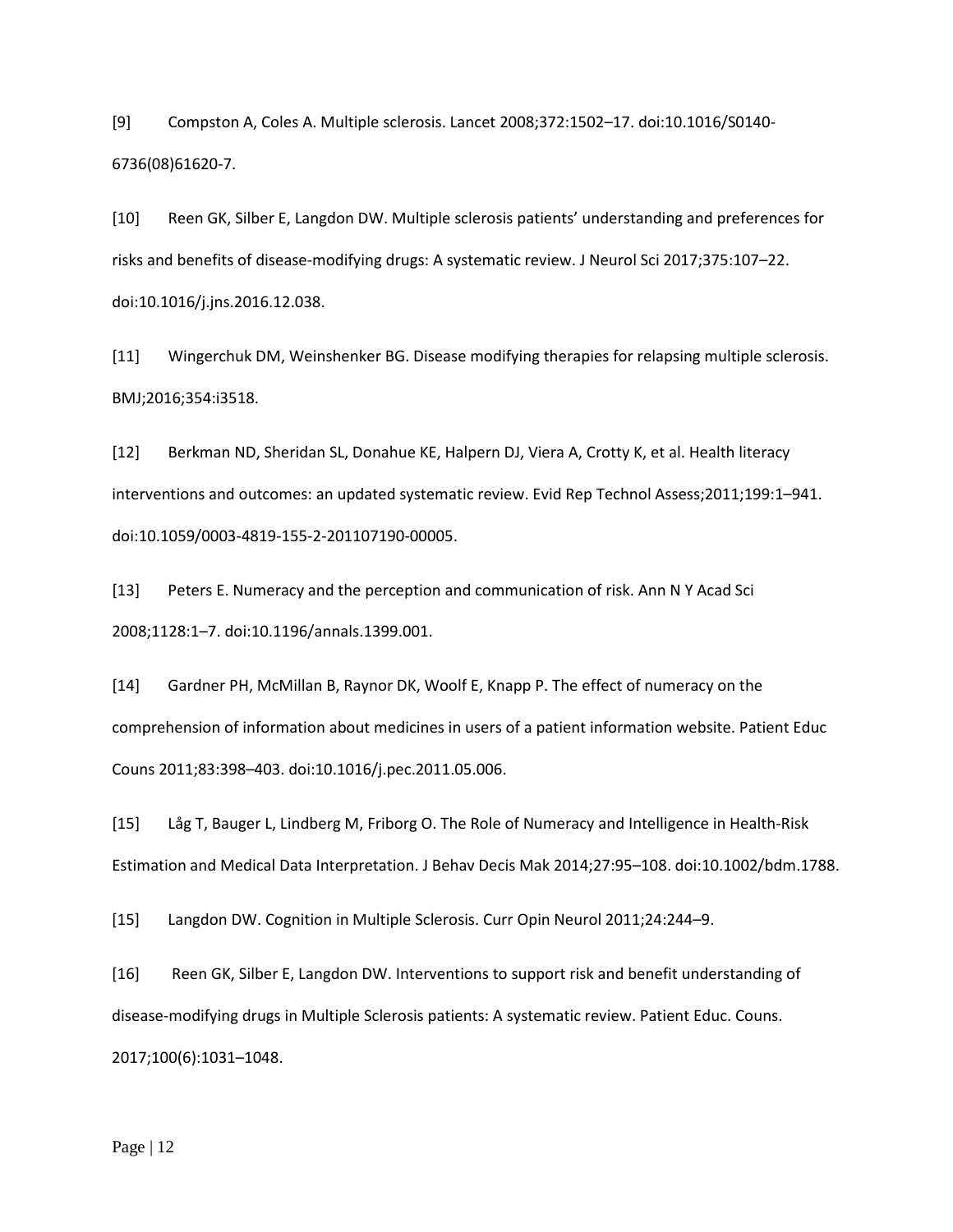[9] Compston A, Coles A. Multiple sclerosis. Lancet 2008;372:1502–17. doi:10.1016/S0140-6736(08)61620-7.

[10] Reen GK, Silber E, Langdon DW. Multiple sclerosis patients' understanding and preferences for risks and benefits of disease-modifying drugs: A systematic review. J Neurol Sci 2017;375:107–22. doi:10.1016/j.jns.2016.12.038.

[11] Wingerchuk DM, Weinshenker BG. Disease modifying therapies for relapsing multiple sclerosis. BMJ;2016;354:i3518.

[12] Berkman ND, Sheridan SL, Donahue KE, Halpern DJ, Viera A, Crotty K, et al. Health literacy interventions and outcomes: an updated systematic review. Evid Rep Technol Assess;2011;199:1–941. doi:10.1059/0003-4819-155-2-201107190-00005.

[13] Peters E. Numeracy and the perception and communication of risk. Ann N Y Acad Sci 2008;1128:1–7. doi:10.1196/annals.1399.001.

[14] Gardner PH, McMillan B, Raynor DK, Woolf E, Knapp P. The effect of numeracy on the comprehension of information about medicines in users of a patient information website. Patient Educ Couns 2011;83:398–403. doi:10.1016/j.pec.2011.05.006.

[15] Låg T, Bauger L, Lindberg M, Friborg O. The Role of Numeracy and Intelligence in Health-Risk Estimation and Medical Data Interpretation. J Behav Decis Mak 2014;27:95–108. doi:10.1002/bdm.1788.

[15] Langdon DW. Cognition in Multiple Sclerosis. Curr Opin Neurol 2011;24:244–9.

[16] Reen GK, Silber E, Langdon DW. Interventions to support risk and benefit understanding of disease-modifying drugs in Multiple Sclerosis patients: A systematic review. Patient Educ. Couns. 2017;100(6):1031–1048.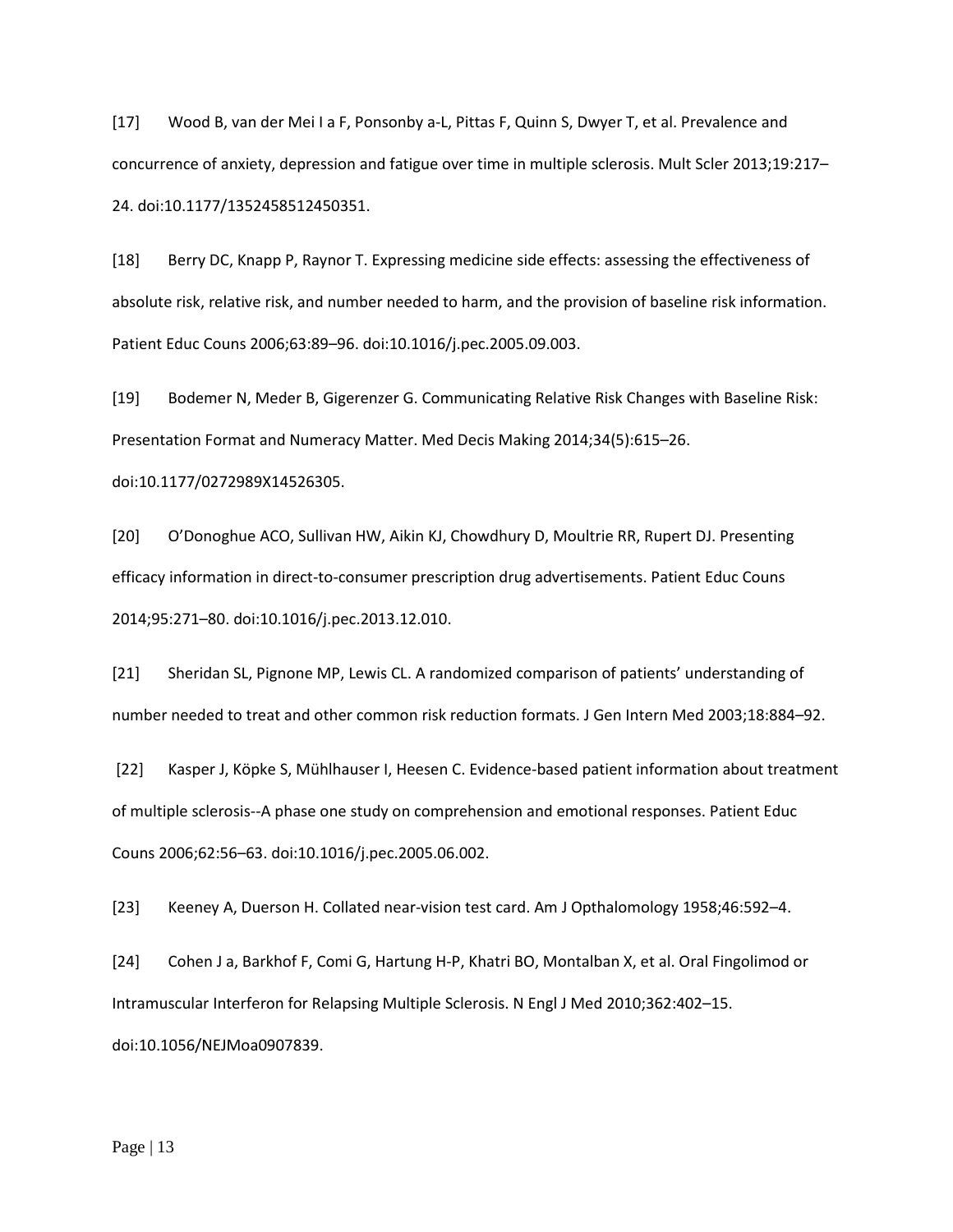[17] Wood B, van der Mei I a F, Ponsonby a-L, Pittas F, Quinn S, Dwyer T, et al. Prevalence and concurrence of anxiety, depression and fatigue over time in multiple sclerosis. Mult Scler 2013;19:217–24. doi:10.1177/1352458512450351.

[18] Berry DC, Knapp P, Raynor T. Expressing medicine side effects: assessing the effectiveness of absolute risk, relative risk, and number needed to harm, and the provision of baseline risk information. Patient Educ Couns 2006;63:89–96. doi:10.1016/j.pec.2005.09.003.

[19] Bodemer N, Meder B, Gigerenzer G. Communicating Relative Risk Changes with Baseline Risk: Presentation Format and Numeracy Matter. Med Decis Making 2014;34(5):615–26. doi:10.1177/0272989X14526305.

[20] O'Donoghue ACO, Sullivan HW, Aikin KJ, Chowdhury D, Moultrie RR, Rupert DJ. Presenting efficacy information in direct-to-consumer prescription drug advertisements. Patient Educ Couns 2014;95:271–80. doi:10.1016/j.pec.2013.12.010.

[21] Sheridan SL, Pignone MP, Lewis CL. A randomized comparison of patients' understanding of number needed to treat and other common risk reduction formats. J Gen Intern Med 2003;18:884–92.

[22] Kasper J, Köpke S, Mühlhauser I, Heesen C. Evidence-based patient information about treatment of multiple sclerosis--A phase one study on comprehension and emotional responses. Patient Educ Couns 2006;62:56–63. doi:10.1016/j.pec.2005.06.002.

[23] Keeney A, Duerson H. Collated near-vision test card. Am J Opthalomology 1958;46:592–4.

[24] Cohen J a, Barkhof F, Comi G, Hartung H-P, Khatri BO, Montalban X, et al. Oral Fingolimod or Intramuscular Interferon for Relapsing Multiple Sclerosis. N Engl J Med 2010;362:402–15. doi:10.1056/NEJMoa0907839.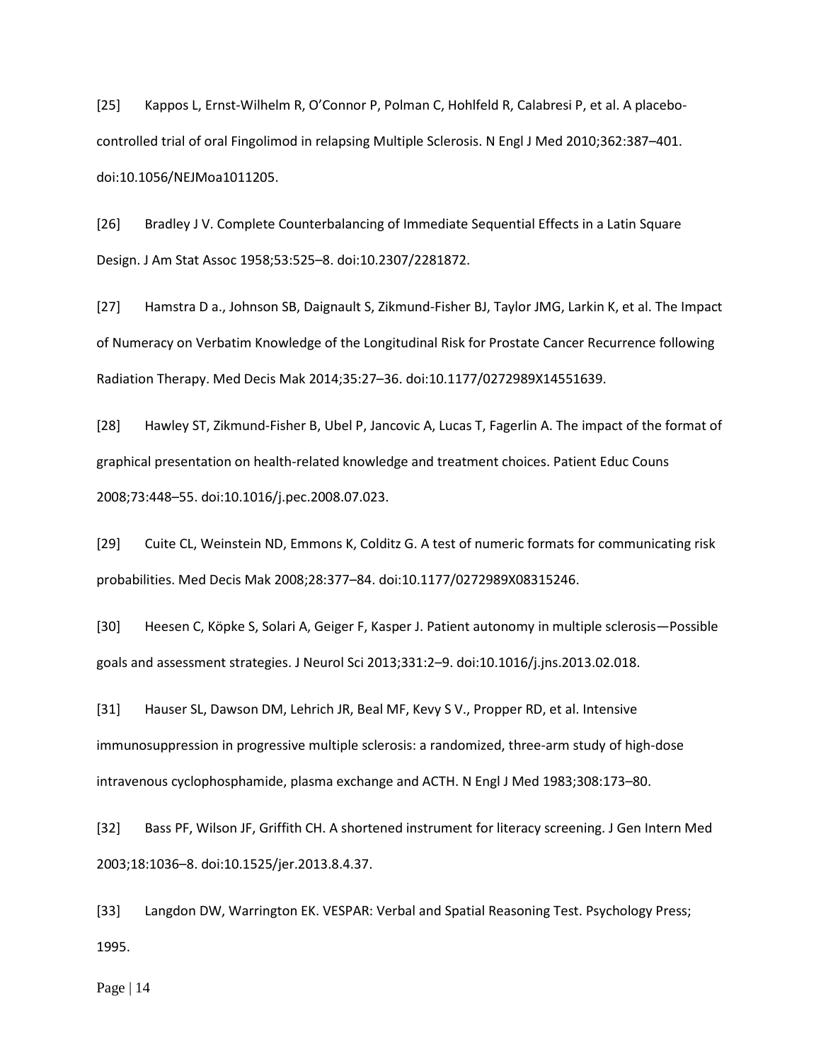[25] Kappos L, Ernst-Wilhelm R, O'Connor P, Polman C, Hohlfeld R, Calabresi P, et al. A placebo-controlled trial of oral Fingolimod in relapsing Multiple Sclerosis. N Engl J Med 2010;362:387–401. doi:10.1056/NEJMoa1011205.

[26] Bradley J V. Complete Counterbalancing of Immediate Sequential Effects in a Latin Square Design. J Am Stat Assoc 1958;53:525–8. doi:10.2307/2281872.

[27] Hamstra D a., Johnson SB, Daignault S, Zikmund-Fisher BJ, Taylor JMG, Larkin K, et al. The Impact of Numeracy on Verbatim Knowledge of the Longitudinal Risk for Prostate Cancer Recurrence following Radiation Therapy. Med Decis Mak 2014;35:27–36. doi:10.1177/0272989X14551639.

[28] Hawley ST, Zikmund-Fisher B, Ubel P, Jancovic A, Lucas T, Fagerlin A. The impact of the format of graphical presentation on health-related knowledge and treatment choices. Patient Educ Couns 2008;73:448–55. doi:10.1016/j.pec.2008.07.023.

[29] Cuite CL, Weinstein ND, Emmons K, Colditz G. A test of numeric formats for communicating risk probabilities. Med Decis Mak 2008;28:377–84. doi:10.1177/0272989X08315246.

[30] Heesen C, Köpke S, Solari A, Geiger F, Kasper J. Patient autonomy in multiple sclerosis—Possible goals and assessment strategies. J Neurol Sci 2013;331:2–9. doi:10.1016/j.jns.2013.02.018.

[31] Hauser SL, Dawson DM, Lehrich JR, Beal MF, Kevy S V., Propper RD, et al. Intensive immunosuppression in progressive multiple sclerosis: a randomized, three-arm study of high-dose intravenous cyclophosphamide, plasma exchange and ACTH. N Engl J Med 1983;308:173–80.

[32] Bass PF, Wilson JF, Griffith CH. A shortened instrument for literacy screening. J Gen Intern Med 2003;18:1036–8. doi:10.1525/jer.2013.8.4.37.

[33] Langdon DW, Warrington EK. VESPAR: Verbal and Spatial Reasoning Test. Psychology Press; 1995.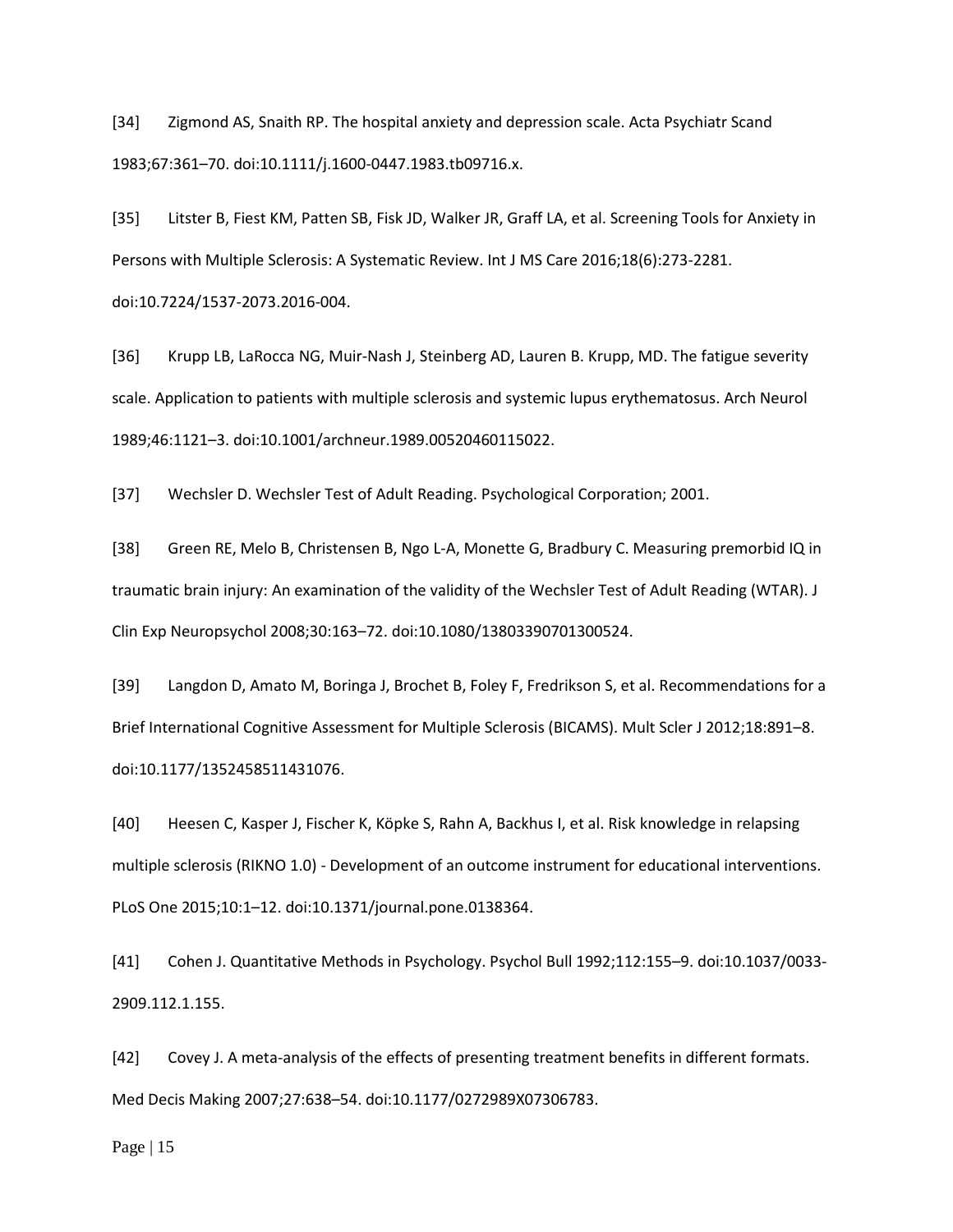[34] Zigmond AS, Snaith RP. The hospital anxiety and depression scale. Acta Psychiatr Scand 1983;67:361–70. doi:10.1111/j.1600-0447.1983.tb09716.x.

[35] Litster B, Fiest KM, Patten SB, Fisk JD, Walker JR, Graff LA, et al. Screening Tools for Anxiety in Persons with Multiple Sclerosis: A Systematic Review. Int J MS Care 2016;18(6):273-2281. doi:10.7224/1537-2073.2016-004.

[36] Krupp LB, LaRocca NG, Muir-Nash J, Steinberg AD, Lauren B. Krupp, MD. The fatigue severity scale. Application to patients with multiple sclerosis and systemic lupus erythematosus. Arch Neurol 1989;46:1121–3. doi:10.1001/archneur.1989.00520460115022.

[37] Wechsler D. Wechsler Test of Adult Reading. Psychological Corporation; 2001.

[38] Green RE, Melo B, Christensen B, Ngo L-A, Monette G, Bradbury C. Measuring premorbid IQ in traumatic brain injury: An examination of the validity of the Wechsler Test of Adult Reading (WTAR). J Clin Exp Neuropsychol 2008;30:163–72. doi:10.1080/13803390701300524.

[39] Langdon D, Amato M, Boringa J, Brochet B, Foley F, Fredrikson S, et al. Recommendations for a Brief International Cognitive Assessment for Multiple Sclerosis (BICAMS). Mult Scler J 2012;18:891–8. doi:10.1177/1352458511431076.

[40] Heesen C, Kasper J, Fischer K, Köpke S, Rahn A, Backhus I, et al. Risk knowledge in relapsing multiple sclerosis (RIKNO 1.0) - Development of an outcome instrument for educational interventions. PLoS One 2015;10:1–12. doi:10.1371/journal.pone.0138364.

[41] Cohen J. Quantitative Methods in Psychology. Psychol Bull 1992;112:155–9. doi:10.1037/0033-2909.112.1.155.

[42] Covey J. A meta-analysis of the effects of presenting treatment benefits in different formats. Med Decis Making 2007;27:638–54. doi:10.1177/0272989X07306783.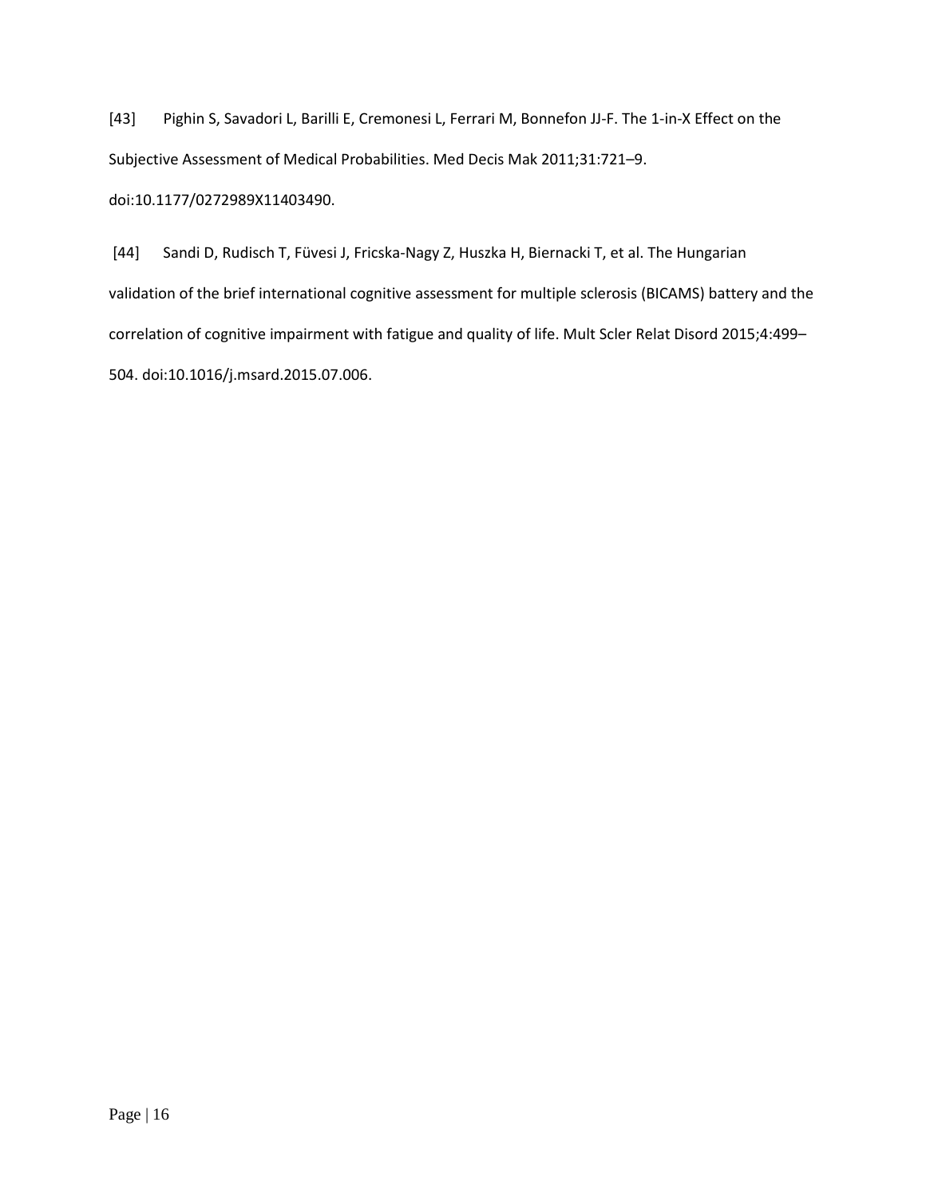[43] Pighin S, Savadori L, Barilli E, Cremonesi L, Ferrari M, Bonnefon JJ-F. The 1-in-X Effect on the Subjective Assessment of Medical Probabilities. Med Decis Mak 2011;31:721–9. doi:10.1177/0272989X11403490.

[44] Sandi D, Rudisch T, Füvesi J, Fricska-Nagy Z, Huszka H, Biernacki T, et al. The Hungarian validation of the brief international cognitive assessment for multiple sclerosis (BICAMS) battery and the correlation of cognitive impairment with fatigue and quality of life. Mult Scler Relat Disord 2015;4:499–504. doi:10.1016/j.msard.2015.07.006.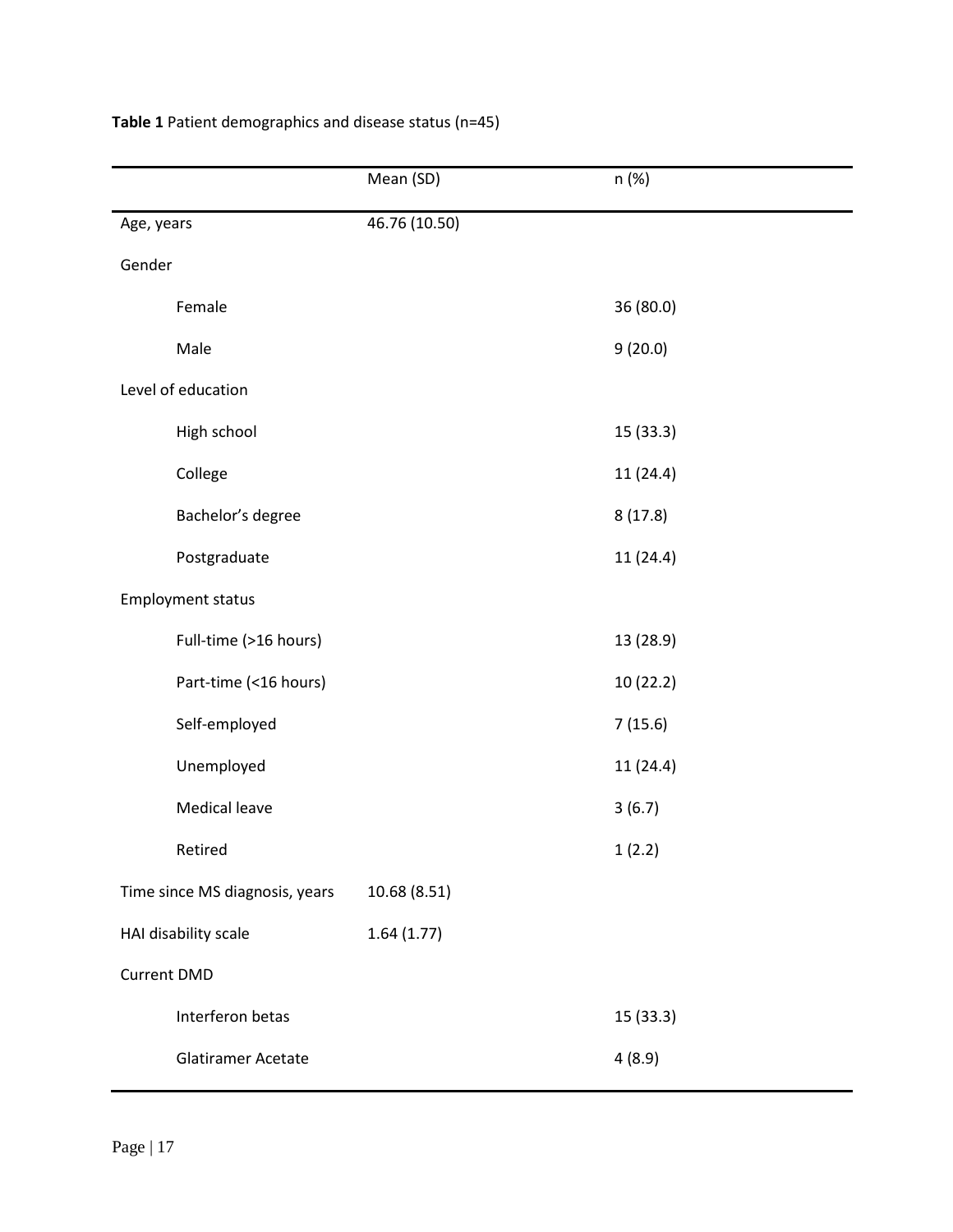**Table 1** Patient demographics and disease status (n=45)

| | Mean (SD) | n (%) |
|---|---|---|
| Age, years | 46.76 (10.50) | |
| Gender | | |
| Female | | 36 (80.0) |
| Male | | 9 (20.0) |
| Level of education | | |
| High school | | 15 (33.3) |
| College | | 11 (24.4) |
| Bachelor's degree | | 8 (17.8) |
| Postgraduate | | 11 (24.4) |
| Employment status | | |
| Full-time (>16 hours) | | 13 (28.9) |
| Part-time (<16 hours) | | 10 (22.2) |
| Self-employed | | 7 (15.6) |
| Unemployed | | 11 (24.4) |
| Medical leave | | 3 (6.7) |
| Retired | | 1 (2.2) |
| Time since MS diagnosis, years | 10.68 (8.51) | |
| HAI disability scale | 1.64 (1.77) | |
| Current DMD | | |
| Interferon betas | | 15 (33.3) |
| Glatiramer Acetate | | 4 (8.9) |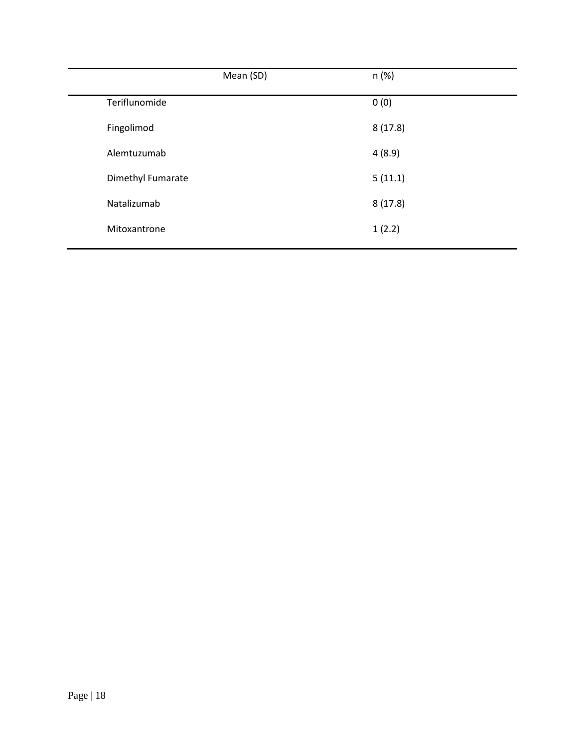|  | Mean (SD) | n (%) |
|---|---|---|
| Teriflunomide |  | 0 (0) |
| Fingolimod |  | 8 (17.8) |
| Alemtuzumab |  | 4 (8.9) |
| Dimethyl Fumarate |  | 5 (11.1) |
| Natalizumab |  | 8 (17.8) |
| Mitoxantrone |  | 1 (2.2) |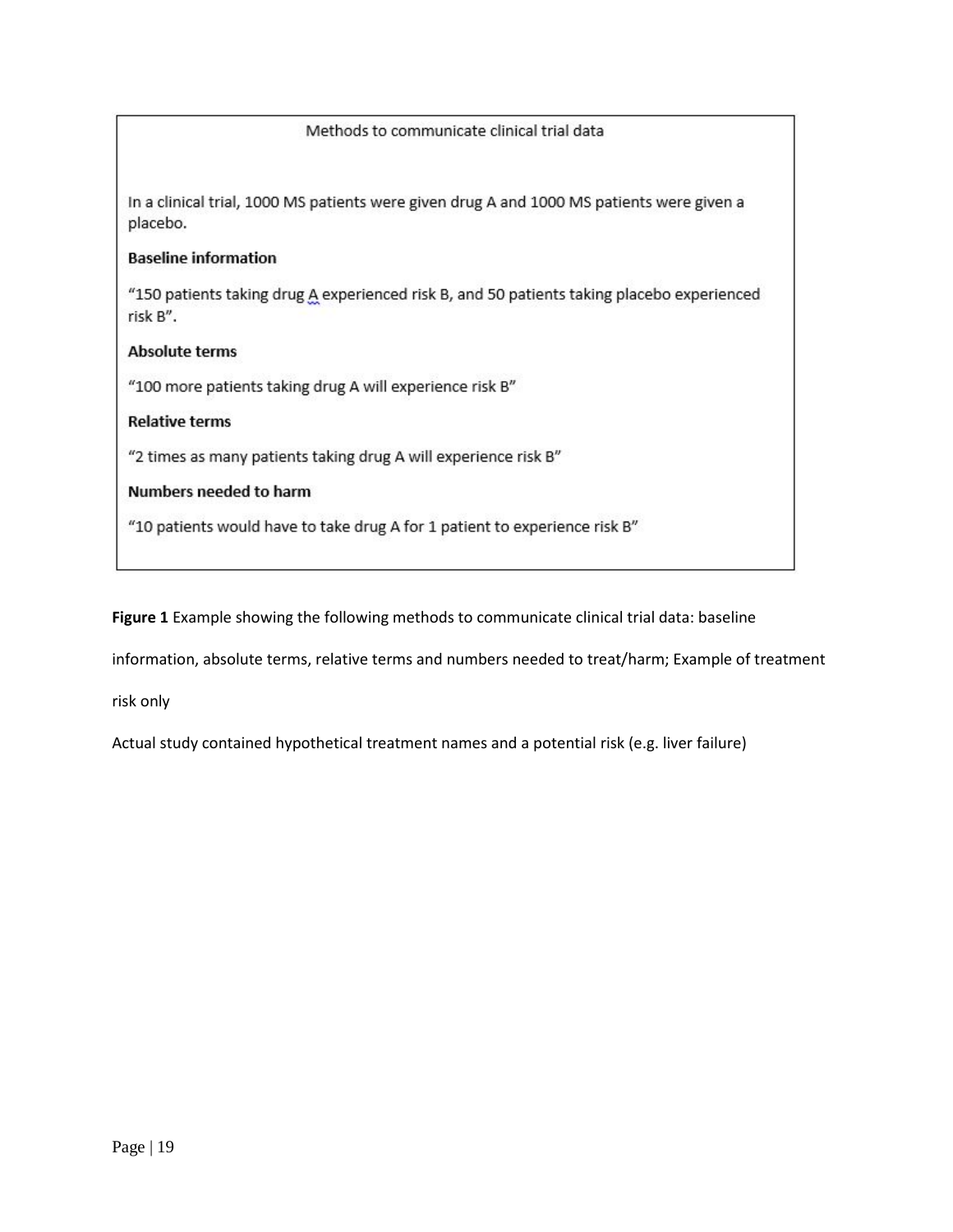Methods to communicate clinical trial data

In a clinical trial, 1000 MS patients were given drug A and 1000 MS patients were given a placebo.

**Baseline information**

"150 patients taking drug A experienced risk B, and 50 patients taking placebo experienced risk B".

**Absolute terms**

"100 more patients taking drug A will experience risk B"

**Relative terms**

"2 times as many patients taking drug A will experience risk B"

**Numbers needed to harm**

"10 patients would have to take drug A for 1 patient to experience risk B"

**Figure 1** Example showing the following methods to communicate clinical trial data: baseline information, absolute terms, relative terms and numbers needed to treat/harm; Example of treatment risk only

Actual study contained hypothetical treatment names and a potential risk (e.g. liver failure)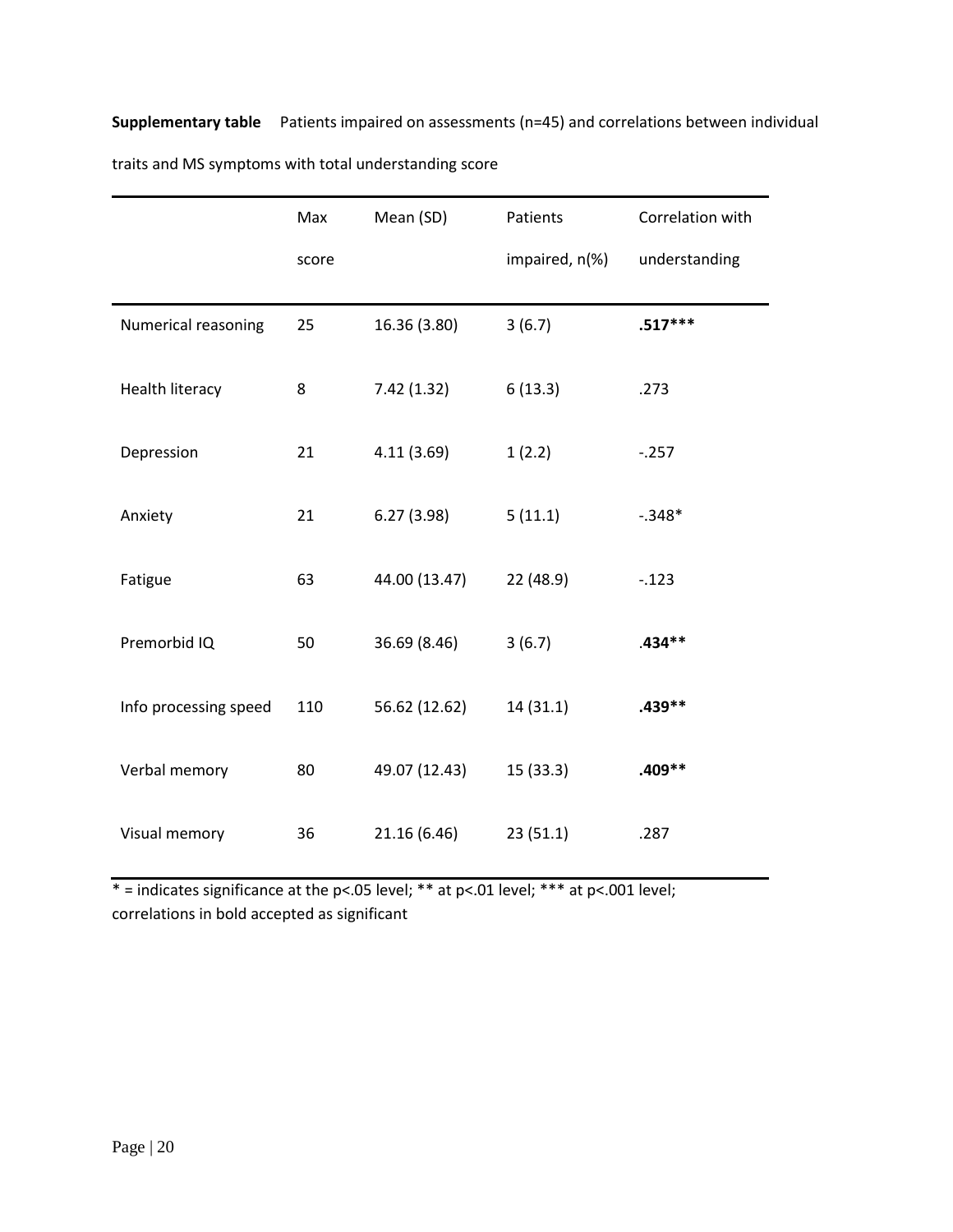**Supplementary table** Patients impaired on assessments (n=45) and correlations between individual traits and MS symptoms with total understanding score

| | Max score | Mean (SD) | Patients impaired, n(%) | Correlation with understanding |
|---|---|---|---|---|
| Numerical reasoning | 25 | 16.36 (3.80) | 3 (6.7) | **.517*** ** |
| Health literacy | 8 | 7.42 (1.32) | 6 (13.3) | .273 |
| Depression | 21 | 4.11 (3.69) | 1 (2.2) | -.257 |
| Anxiety | 21 | 6.27 (3.98) | 5 (11.1) | -.348* |
| Fatigue | 63 | 44.00 (13.47) | 22 (48.9) | -.123 |
| Premorbid IQ | 50 | 36.69 (8.46) | 3 (6.7) | **.434** ** |
| Info processing speed | 110 | 56.62 (12.62) | 14 (31.1) | **.439** ** |
| Verbal memory | 80 | 49.07 (12.43) | 15 (33.3) | **.409** ** |
| Visual memory | 36 | 21.16 (6.46) | 23 (51.1) | .287 |

* = indicates significance at the p<.05 level; ** at p<.01 level; *** at p<.001 level; correlations in bold accepted as significant